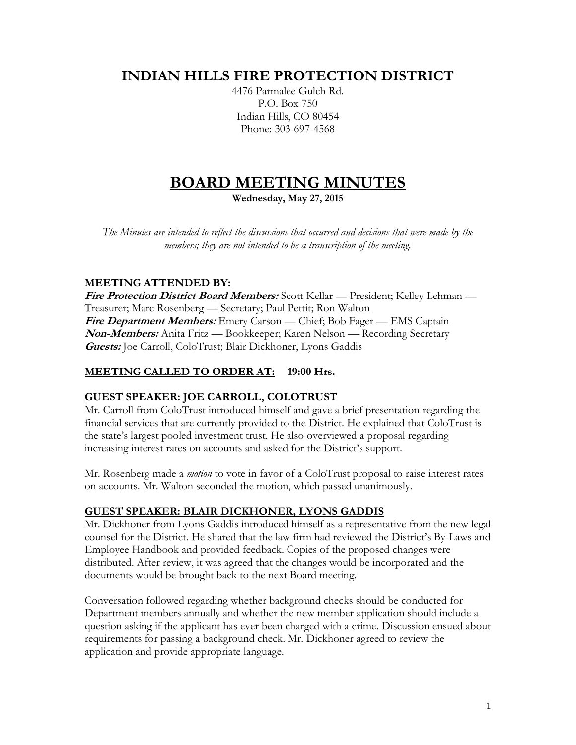# INDIAN HILLS FIRE PROTECTION DISTRICT

4476 Parmalee Gulch Rd.
P.O. Box 750
Indian Hills, CO 80454
Phone: 303-697-4568

# BOARD MEETING MINUTES

**Wednesday, May 27, 2015**

*The Minutes are intended to reflect the discussions that occurred and decisions that were made by the members; they are not intended to be a transcription of the meeting.*

## MEETING ATTENDED BY:

***Fire Protection District Board Members:*** Scott Kellar — President; Kelley Lehman — Treasurer; Marc Rosenberg — Secretary; Paul Pettit; Ron Walton
***Fire Department Members:*** Emery Carson — Chief; Bob Fager — EMS Captain
***Non-Members:*** Anita Fritz — Bookkeeper; Karen Nelson — Recording Secretary
***Guests:*** Joe Carroll, ColoTrust; Blair Dickhoner, Lyons Gaddis

## MEETING CALLED TO ORDER AT: 19:00 Hrs.

## GUEST SPEAKER: JOE CARROLL, COLOTRUST

Mr. Carroll from ColoTrust introduced himself and gave a brief presentation regarding the financial services that are currently provided to the District. He explained that ColoTrust is the state's largest pooled investment trust. He also overviewed a proposal regarding increasing interest rates on accounts and asked for the District's support.

Mr. Rosenberg made a *motion* to vote in favor of a ColoTrust proposal to raise interest rates on accounts. Mr. Walton seconded the motion, which passed unanimously.

## GUEST SPEAKER: BLAIR DICKHONER, LYONS GADDIS

Mr. Dickhoner from Lyons Gaddis introduced himself as a representative from the new legal counsel for the District. He shared that the law firm had reviewed the District's By-Laws and Employee Handbook and provided feedback. Copies of the proposed changes were distributed. After review, it was agreed that the changes would be incorporated and the documents would be brought back to the next Board meeting.

Conversation followed regarding whether background checks should be conducted for Department members annually and whether the new member application should include a question asking if the applicant has ever been charged with a crime. Discussion ensued about requirements for passing a background check. Mr. Dickhoner agreed to review the application and provide appropriate language.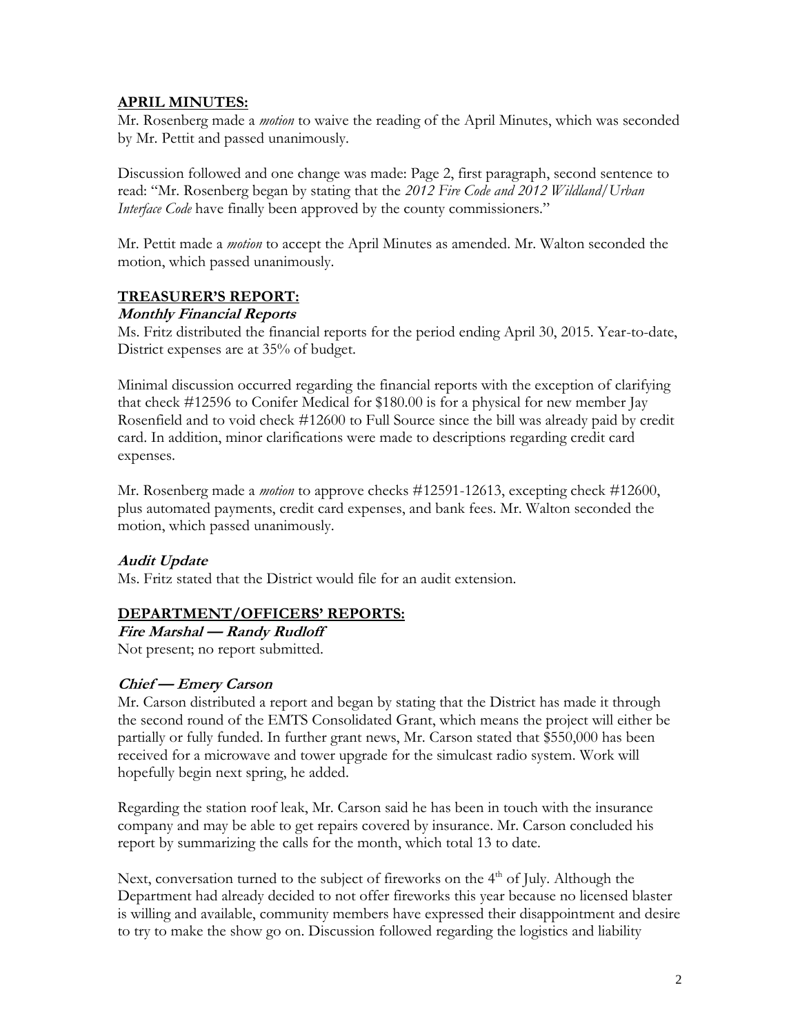## APRIL MINUTES:

Mr. Rosenberg made a *motion* to waive the reading of the April Minutes, which was seconded by Mr. Pettit and passed unanimously.

Discussion followed and one change was made: Page 2, first paragraph, second sentence to read: "Mr. Rosenberg began by stating that the *2012 Fire Code and 2012 Wildland/Urban Interface Code* have finally been approved by the county commissioners."

Mr. Pettit made a *motion* to accept the April Minutes as amended. Mr. Walton seconded the motion, which passed unanimously.

## TREASURER'S REPORT:

### Monthly Financial Reports

Ms. Fritz distributed the financial reports for the period ending April 30, 2015. Year-to-date, District expenses are at 35% of budget.

Minimal discussion occurred regarding the financial reports with the exception of clarifying that check #12596 to Conifer Medical for $180.00 is for a physical for new member Jay Rosenfield and to void check #12600 to Full Source since the bill was already paid by credit card. In addition, minor clarifications were made to descriptions regarding credit card expenses.

Mr. Rosenberg made a *motion* to approve checks #12591-12613, excepting check #12600, plus automated payments, credit card expenses, and bank fees. Mr. Walton seconded the motion, which passed unanimously.

### Audit Update

Ms. Fritz stated that the District would file for an audit extension.

## DEPARTMENT/OFFICERS' REPORTS:

### Fire Marshal — Randy Rudloff

Not present; no report submitted.

### Chief — Emery Carson

Mr. Carson distributed a report and began by stating that the District has made it through the second round of the EMTS Consolidated Grant, which means the project will either be partially or fully funded. In further grant news, Mr. Carson stated that $550,000 has been received for a microwave and tower upgrade for the simulcast radio system. Work will hopefully begin next spring, he added.

Regarding the station roof leak, Mr. Carson said he has been in touch with the insurance company and may be able to get repairs covered by insurance. Mr. Carson concluded his report by summarizing the calls for the month, which total 13 to date.

Next, conversation turned to the subject of fireworks on the 4th of July. Although the Department had already decided to not offer fireworks this year because no licensed blaster is willing and available, community members have expressed their disappointment and desire to try to make the show go on. Discussion followed regarding the logistics and liability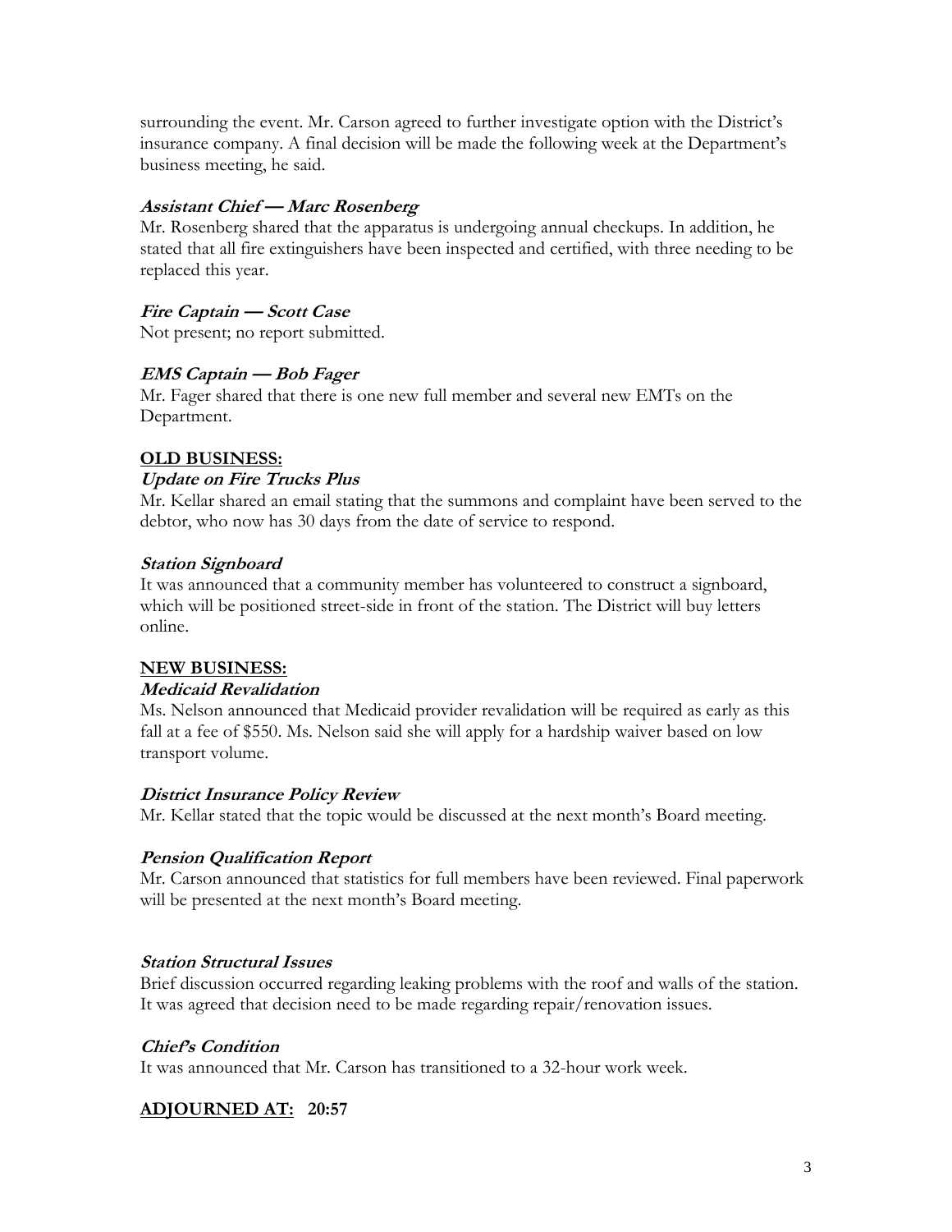surrounding the event. Mr. Carson agreed to further investigate option with the District's insurance company. A final decision will be made the following week at the Department's business meeting, he said.

***Assistant Chief — Marc Rosenberg***
Mr. Rosenberg shared that the apparatus is undergoing annual checkups. In addition, he stated that all fire extinguishers have been inspected and certified, with three needing to be replaced this year.

***Fire Captain — Scott Case***
Not present; no report submitted.

***EMS Captain — Bob Fager***
Mr. Fager shared that there is one new full member and several new EMTs on the Department.

**OLD BUSINESS:**

***Update on Fire Trucks Plus***
Mr. Kellar shared an email stating that the summons and complaint have been served to the debtor, who now has 30 days from the date of service to respond.

***Station Signboard***
It was announced that a community member has volunteered to construct a signboard, which will be positioned street-side in front of the station. The District will buy letters online.

**NEW BUSINESS:**

***Medicaid Revalidation***
Ms. Nelson announced that Medicaid provider revalidation will be required as early as this fall at a fee of $550. Ms. Nelson said she will apply for a hardship waiver based on low transport volume.

***District Insurance Policy Review***
Mr. Kellar stated that the topic would be discussed at the next month's Board meeting.

***Pension Qualification Report***
Mr. Carson announced that statistics for full members have been reviewed. Final paperwork will be presented at the next month's Board meeting.

***Station Structural Issues***
Brief discussion occurred regarding leaking problems with the roof and walls of the station. It was agreed that decision need to be made regarding repair/renovation issues.

***Chief's Condition***
It was announced that Mr. Carson has transitioned to a 32-hour work week.

**ADJOURNED AT: 20:57**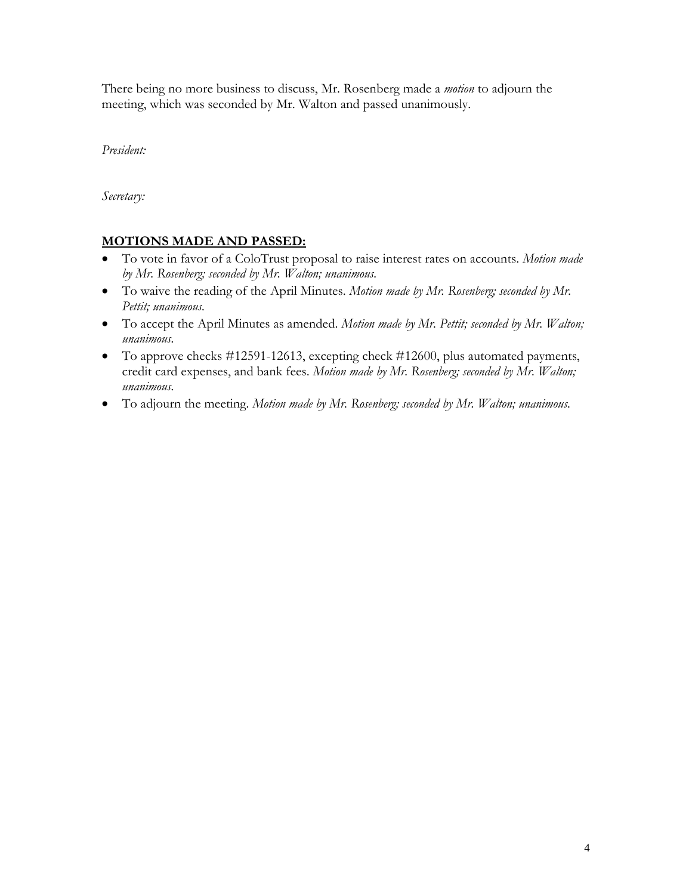There being no more business to discuss, Mr. Rosenberg made a *motion* to adjourn the meeting, which was seconded by Mr. Walton and passed unanimously.

*President:*

*Secretary:*

## **MOTIONS MADE AND PASSED:**

- To vote in favor of a ColoTrust proposal to raise interest rates on accounts. *Motion made by Mr. Rosenberg; seconded by Mr. Walton; unanimous.*
- To waive the reading of the April Minutes. *Motion made by Mr. Rosenberg; seconded by Mr. Pettit; unanimous.*
- To accept the April Minutes as amended. *Motion made by Mr. Pettit; seconded by Mr. Walton; unanimous.*
- To approve checks #12591-12613, excepting check #12600, plus automated payments, credit card expenses, and bank fees. *Motion made by Mr. Rosenberg; seconded by Mr. Walton; unanimous.*
- To adjourn the meeting. *Motion made by Mr. Rosenberg; seconded by Mr. Walton; unanimous.*